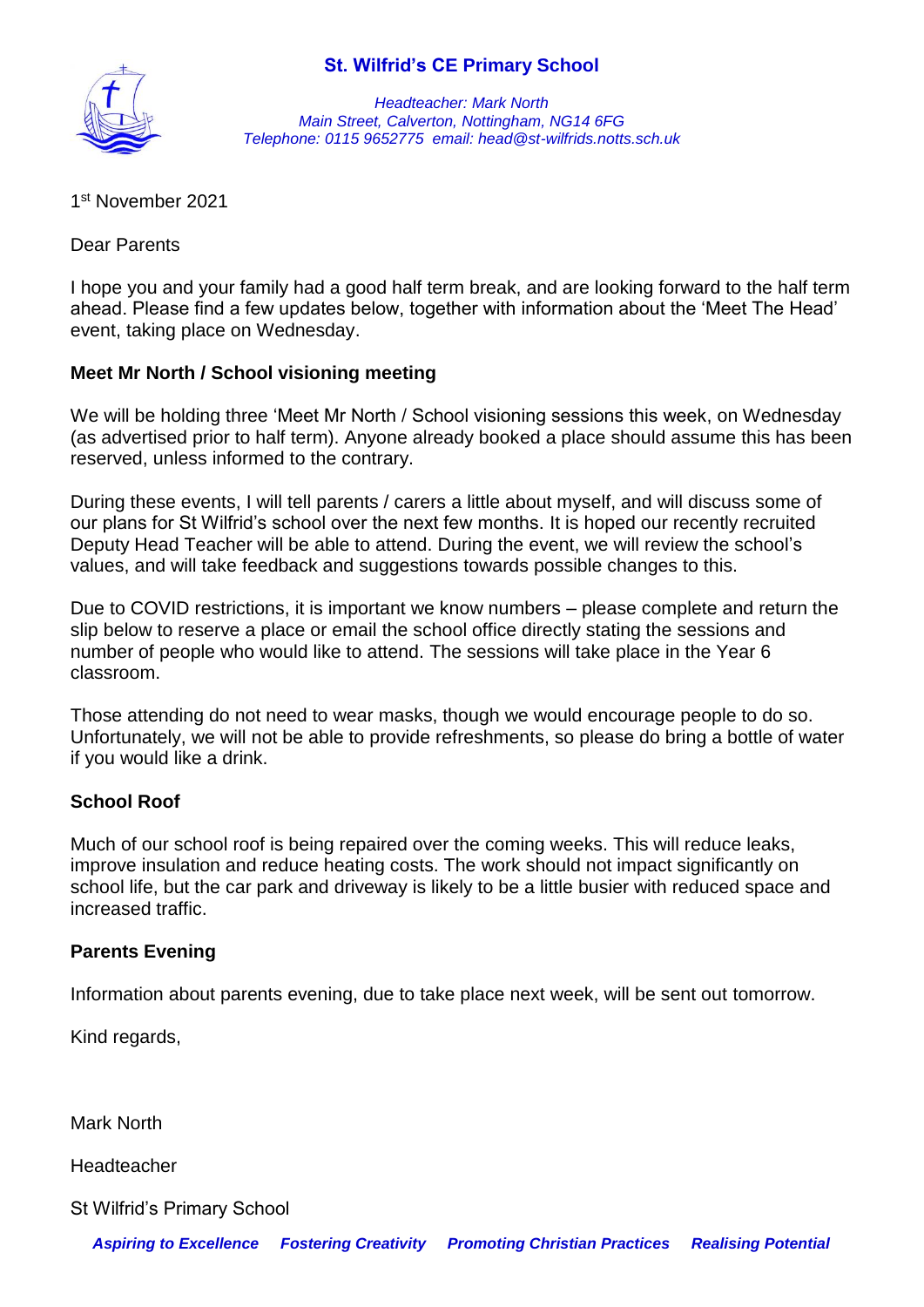# St. Wilfrid's CE Primary School

*Headteacher: Mark North*
*Main Street, Calverton, Nottingham, NG14 6FG*
*Telephone: 0115 9652775 email: head@st-wilfrids.notts.sch.uk*

1st November 2021

Dear Parents

I hope you and your family had a good half term break, and are looking forward to the half term ahead. Please find a few updates below, together with information about the 'Meet The Head' event, taking place on Wednesday.

**Meet Mr North / School visioning meeting**

We will be holding three 'Meet Mr North / School visioning sessions this week, on Wednesday (as advertised prior to half term). Anyone already booked a place should assume this has been reserved, unless informed to the contrary.

During these events, I will tell parents / carers a little about myself, and will discuss some of our plans for St Wilfrid's school over the next few months. It is hoped our recently recruited Deputy Head Teacher will be able to attend. During the event, we will review the school's values, and will take feedback and suggestions towards possible changes to this.

Due to COVID restrictions, it is important we know numbers – please complete and return the slip below to reserve a place or email the school office directly stating the sessions and number of people who would like to attend. The sessions will take place in the Year 6 classroom.

Those attending do not need to wear masks, though we would encourage people to do so. Unfortunately, we will not be able to provide refreshments, so please do bring a bottle of water if you would like a drink.

**School Roof**

Much of our school roof is being repaired over the coming weeks. This will reduce leaks, improve insulation and reduce heating costs. The work should not impact significantly on school life, but the car park and driveway is likely to be a little busier with reduced space and increased traffic.

**Parents Evening**

Information about parents evening, due to take place next week, will be sent out tomorrow.

Kind regards,

Mark North

Headteacher

St Wilfrid's Primary School

***Aspiring to Excellence     Fostering Creativity     Promoting Christian Practices     Realising Potential***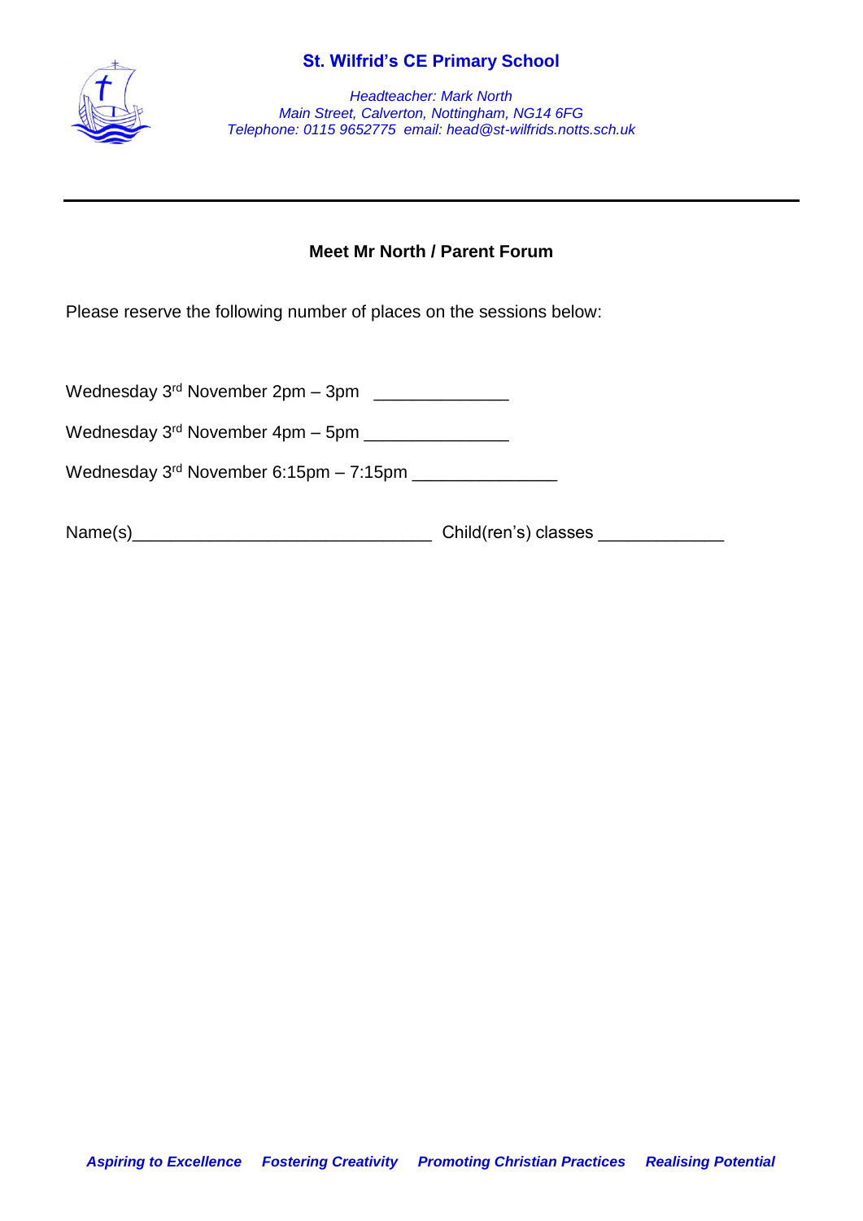# St. Wilfrid's CE Primary School

*Headteacher: Mark North*
*Main Street, Calverton, Nottingham, NG14 6FG*
*Telephone: 0115 9652775 email: head@st-wilfrids.notts.sch.uk*

---

**Meet Mr North / Parent Forum**

Please reserve the following number of places on the sessions below:

Wednesday 3rd November 2pm – 3pm ______________

Wednesday 3rd November 4pm – 5pm ______________

Wednesday 3rd November 6:15pm – 7:15pm ______________

Name(s)_______________________________ Child(ren's) classes _____________

***Aspiring to Excellence Fostering Creativity Promoting Christian Practices Realising Potential***